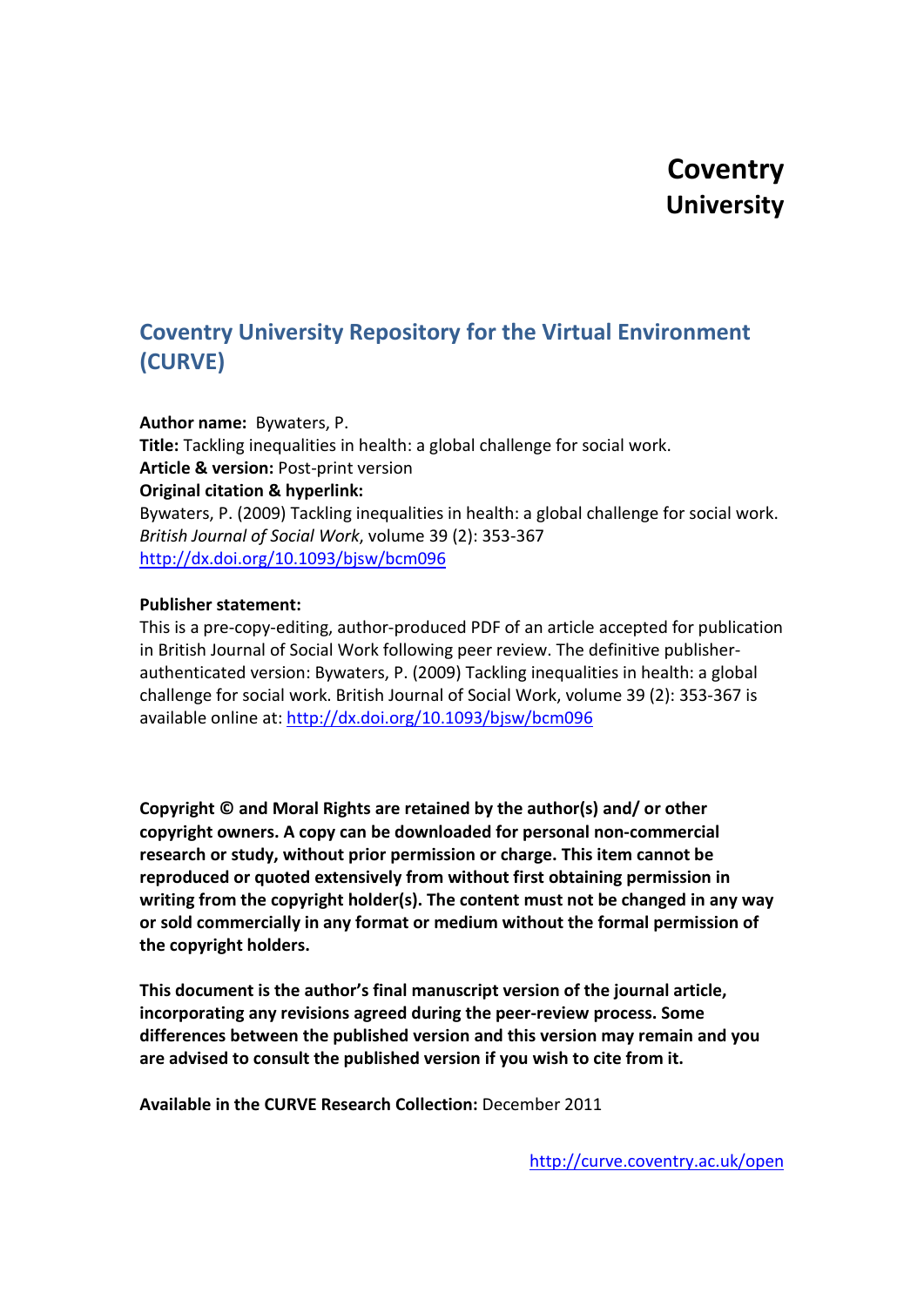# Coventry University

## Coventry University Repository for the Virtual Environment (CURVE)

**Author name:** Bywaters, P.

**Title:** Tackling inequalities in health: a global challenge for social work.

**Article & version:** Post-print version

**Original citation & hyperlink:**

Bywaters, P. (2009) Tackling inequalities in health: a global challenge for social work. *British Journal of Social Work*, volume 39 (2): 353-367

http://dx.doi.org/10.1093/bjsw/bcm096

**Publisher statement:**

This is a pre-copy-editing, author-produced PDF of an article accepted for publication in British Journal of Social Work following peer review. The definitive publisher-authenticated version: Bywaters, P. (2009) Tackling inequalities in health: a global challenge for social work. British Journal of Social Work, volume 39 (2): 353-367 is available online at: http://dx.doi.org/10.1093/bjsw/bcm096

**Copyright © and Moral Rights are retained by the author(s) and/ or other copyright owners. A copy can be downloaded for personal non-commercial research or study, without prior permission or charge. This item cannot be reproduced or quoted extensively from without first obtaining permission in writing from the copyright holder(s). The content must not be changed in any way or sold commercially in any format or medium without the formal permission of the copyright holders.**

**This document is the author's final manuscript version of the journal article, incorporating any revisions agreed during the peer-review process. Some differences between the published version and this version may remain and you are advised to consult the published version if you wish to cite from it.**

**Available in the CURVE Research Collection:** December 2011

http://curve.coventry.ac.uk/open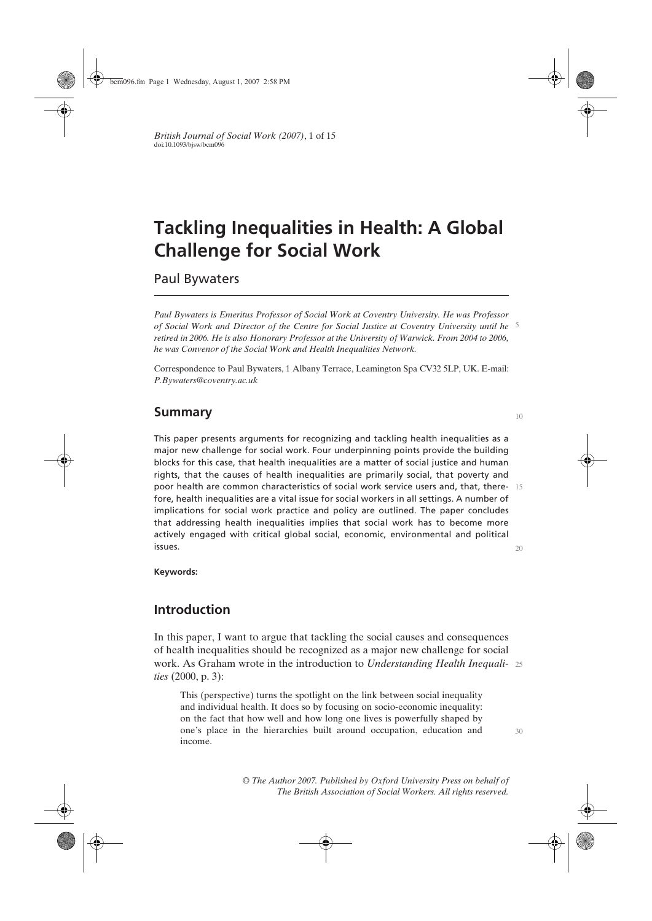# Tackling Inequalities in Health: A Global Challenge for Social Work

Paul Bywaters

*Paul Bywaters is Emeritus Professor of Social Work at Coventry University. He was Professor of Social Work and Director of the Centre for Social Justice at Coventry University until he retired in 2006. He is also Honorary Professor at the University of Warwick. From 2004 to 2006, he was Convenor of the Social Work and Health Inequalities Network.*

Correspondence to Paul Bywaters, 1 Albany Terrace, Leamington Spa CV32 5LP, UK. E-mail: *P.Bywaters@coventry.ac.uk*

## Summary

This paper presents arguments for recognizing and tackling health inequalities as a major new challenge for social work. Four underpinning points provide the building blocks for this case, that health inequalities are a matter of social justice and human rights, that the causes of health inequalities are primarily social, that poverty and poor health are common characteristics of social work service users and, that, therefore, health inequalities are a vital issue for social workers in all settings. A number of implications for social work practice and policy are outlined. The paper concludes that addressing health inequalities implies that social work has to become more actively engaged with critical global social, economic, environmental and political issues.

**Keywords:**

## Introduction

In this paper, I want to argue that tackling the social causes and consequences of health inequalities should be recognized as a major new challenge for social work. As Graham wrote in the introduction to *Understanding Health Inequalities* (2000, p. 3):

> This (perspective) turns the spotlight on the link between social inequality and individual health. It does so by focusing on socio-economic inequality: on the fact that how well and how long one lives is powerfully shaped by one's place in the hierarchies built around occupation, education and income.

© The Author 2007. Published by Oxford University Press on behalf of The British Association of Social Workers. All rights reserved.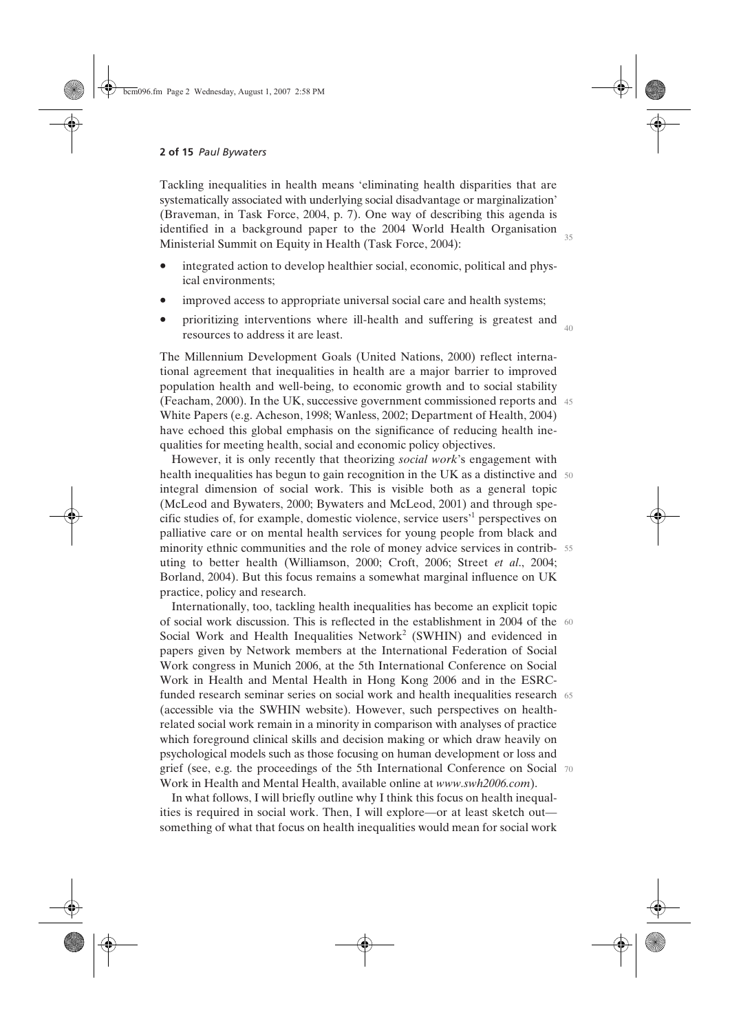Tackling inequalities in health means 'eliminating health disparities that are systematically associated with underlying social disadvantage or marginalization' (Braveman, in Task Force, 2004, p. 7). One way of describing this agenda is identified in a background paper to the 2004 World Health Organisation Ministerial Summit on Equity in Health (Task Force, 2004):

- integrated action to develop healthier social, economic, political and physical environments;
- improved access to appropriate universal social care and health systems;
- prioritizing interventions where ill-health and suffering is greatest and resources to address it are least.

The Millennium Development Goals (United Nations, 2000) reflect international agreement that inequalities in health are a major barrier to improved population health and well-being, to economic growth and to social stability (Feacham, 2000). In the UK, successive government commissioned reports and White Papers (e.g. Acheson, 1998; Wanless, 2002; Department of Health, 2004) have echoed this global emphasis on the significance of reducing health inequalities for meeting health, social and economic policy objectives.

However, it is only recently that theorizing *social work*'s engagement with health inequalities has begun to gain recognition in the UK as a distinctive and integral dimension of social work. This is visible both as a general topic (McLeod and Bywaters, 2000; Bywaters and McLeod, 2001) and through specific studies of, for example, domestic violence, service users'[1] perspectives on palliative care or on mental health services for young people from black and minority ethnic communities and the role of money advice services in contributing to better health (Williamson, 2000; Croft, 2006; Street *et al*., 2004; Borland, 2004). But this focus remains a somewhat marginal influence on UK practice, policy and research.

Internationally, too, tackling health inequalities has become an explicit topic of social work discussion. This is reflected in the establishment in 2004 of the Social Work and Health Inequalities Network[2] (SWHIN) and evidenced in papers given by Network members at the International Federation of Social Work congress in Munich 2006, at the 5th International Conference on Social Work in Health and Mental Health in Hong Kong 2006 and in the ESRC-funded research seminar series on social work and health inequalities research (accessible via the SWHIN website). However, such perspectives on health-related social work remain in a minority in comparison with analyses of practice which foreground clinical skills and decision making or which draw heavily on psychological models such as those focusing on human development or loss and grief (see, e.g. the proceedings of the 5th International Conference on Social Work in Health and Mental Health, available online at *www.swh2006.com*).

In what follows, I will briefly outline why I think this focus on health inequalities is required in social work. Then, I will explore—or at least sketch out—something of what that focus on health inequalities would mean for social work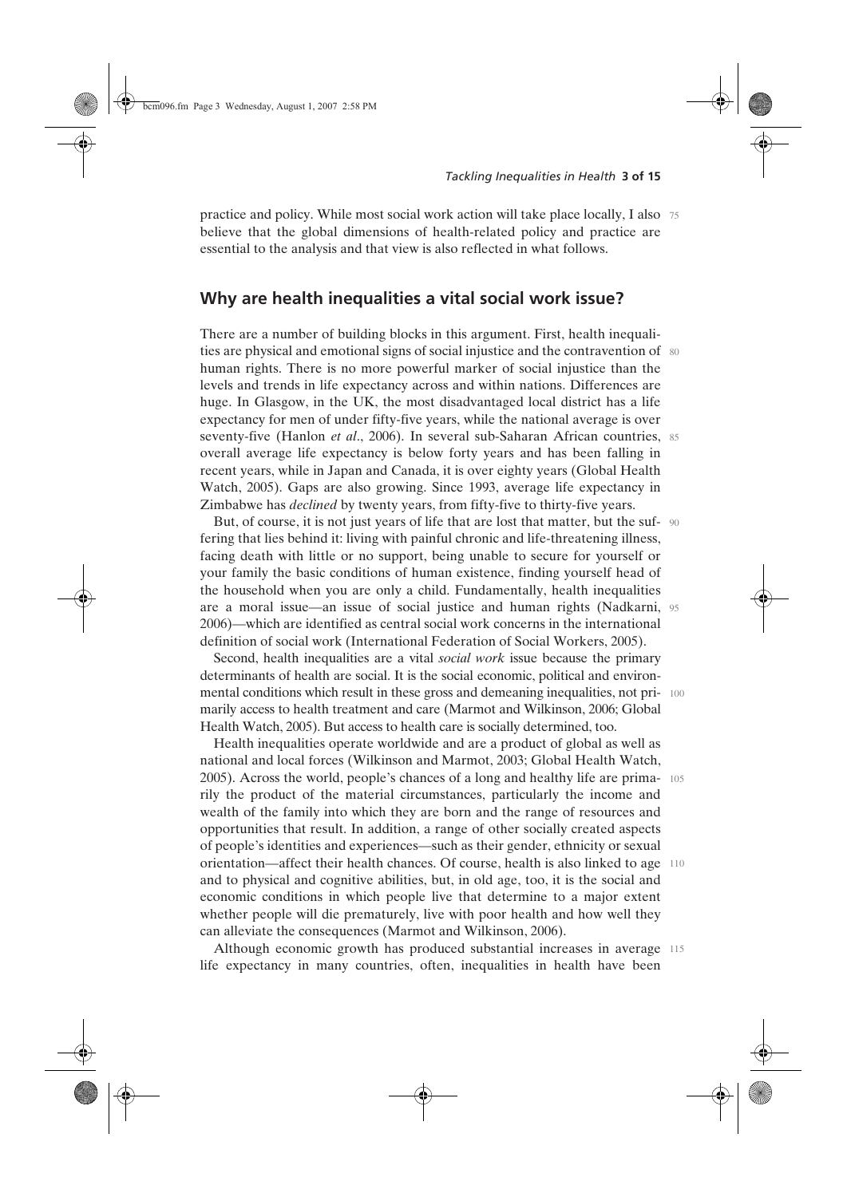practice and policy. While most social work action will take place locally, I also believe that the global dimensions of health-related policy and practice are essential to the analysis and that view is also reflected in what follows.

## Why are health inequalities a vital social work issue?

There are a number of building blocks in this argument. First, health inequalities are physical and emotional signs of social injustice and the contravention of human rights. There is no more powerful marker of social injustice than the levels and trends in life expectancy across and within nations. Differences are huge. In Glasgow, in the UK, the most disadvantaged local district has a life expectancy for men of under fifty-five years, while the national average is over seventy-five (Hanlon *et al*., 2006). In several sub-Saharan African countries, overall average life expectancy is below forty years and has been falling in recent years, while in Japan and Canada, it is over eighty years (Global Health Watch, 2005). Gaps are also growing. Since 1993, average life expectancy in Zimbabwe has *declined* by twenty years, from fifty-five to thirty-five years.

But, of course, it is not just years of life that are lost that matter, but the suffering that lies behind it: living with painful chronic and life-threatening illness, facing death with little or no support, being unable to secure for yourself or your family the basic conditions of human existence, finding yourself head of the household when you are only a child. Fundamentally, health inequalities are a moral issue—an issue of social justice and human rights (Nadkarni, 2006)—which are identified as central social work concerns in the international definition of social work (International Federation of Social Workers, 2005).

Second, health inequalities are a vital *social work* issue because the primary determinants of health are social. It is the social economic, political and environmental conditions which result in these gross and demeaning inequalities, not primarily access to health treatment and care (Marmot and Wilkinson, 2006; Global Health Watch, 2005). But access to health care is socially determined, too.

Health inequalities operate worldwide and are a product of global as well as national and local forces (Wilkinson and Marmot, 2003; Global Health Watch, 2005). Across the world, people's chances of a long and healthy life are primarily the product of the material circumstances, particularly the income and wealth of the family into which they are born and the range of resources and opportunities that result. In addition, a range of other socially created aspects of people's identities and experiences—such as their gender, ethnicity or sexual orientation—affect their health chances. Of course, health is also linked to age and to physical and cognitive abilities, but, in old age, too, it is the social and economic conditions in which people live that determine to a major extent whether people will die prematurely, live with poor health and how well they can alleviate the consequences (Marmot and Wilkinson, 2006).

Although economic growth has produced substantial increases in average life expectancy in many countries, often, inequalities in health have been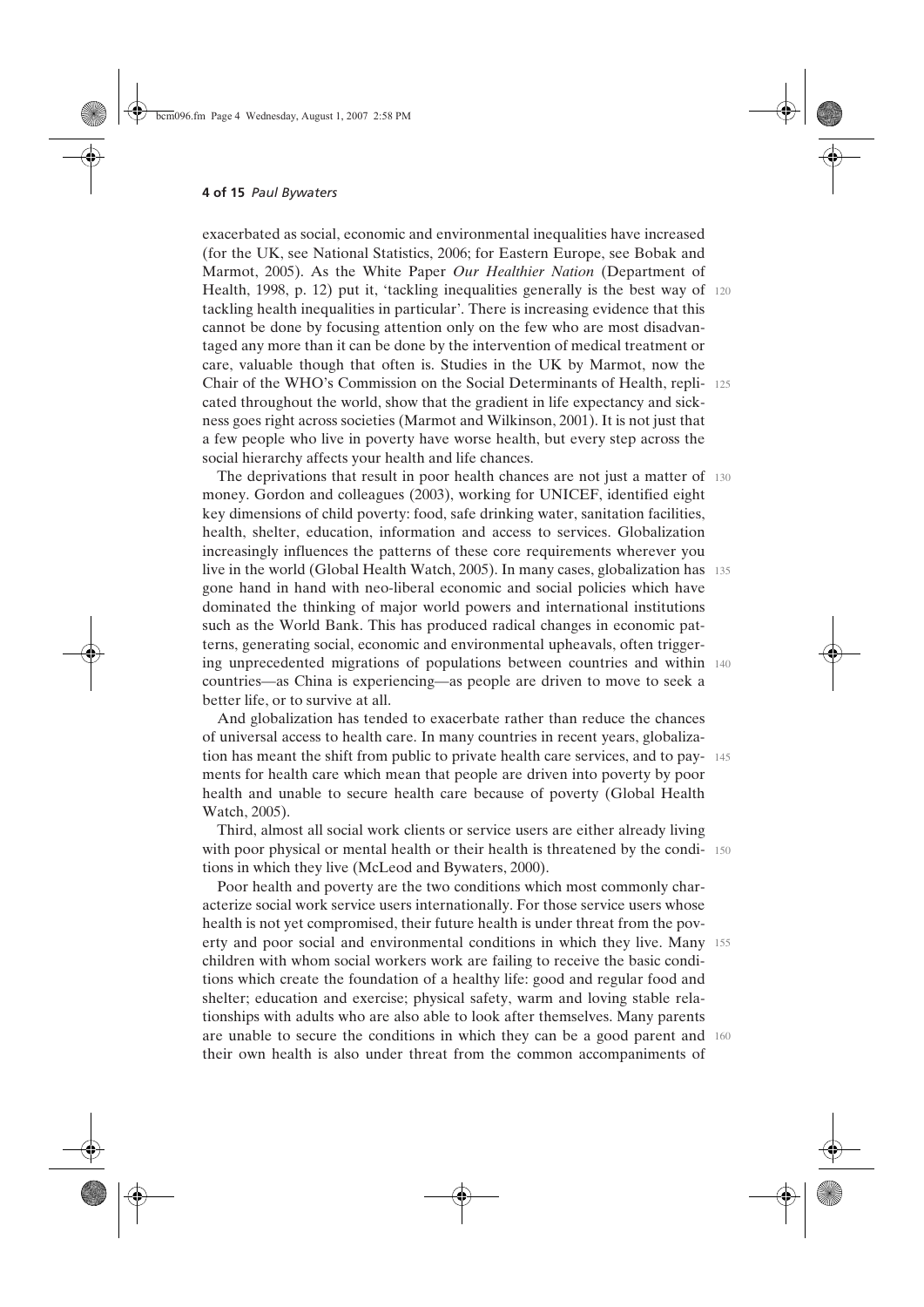exacerbated as social, economic and environmental inequalities have increased (for the UK, see National Statistics, 2006; for Eastern Europe, see Bobak and Marmot, 2005). As the White Paper *Our Healthier Nation* (Department of Health, 1998, p. 12) put it, 'tackling inequalities generally is the best way of tackling health inequalities in particular'. There is increasing evidence that this cannot be done by focusing attention only on the few who are most disadvantaged any more than it can be done by the intervention of medical treatment or care, valuable though that often is. Studies in the UK by Marmot, now the Chair of the WHO's Commission on the Social Determinants of Health, replicated throughout the world, show that the gradient in life expectancy and sickness goes right across societies (Marmot and Wilkinson, 2001). It is not just that a few people who live in poverty have worse health, but every step across the social hierarchy affects your health and life chances.

The deprivations that result in poor health chances are not just a matter of money. Gordon and colleagues (2003), working for UNICEF, identified eight key dimensions of child poverty: food, safe drinking water, sanitation facilities, health, shelter, education, information and access to services. Globalization increasingly influences the patterns of these core requirements wherever you live in the world (Global Health Watch, 2005). In many cases, globalization has gone hand in hand with neo-liberal economic and social policies which have dominated the thinking of major world powers and international institutions such as the World Bank. This has produced radical changes in economic patterns, generating social, economic and environmental upheavals, often triggering unprecedented migrations of populations between countries and within countries—as China is experiencing—as people are driven to move to seek a better life, or to survive at all.

And globalization has tended to exacerbate rather than reduce the chances of universal access to health care. In many countries in recent years, globalization has meant the shift from public to private health care services, and to payments for health care which mean that people are driven into poverty by poor health and unable to secure health care because of poverty (Global Health Watch, 2005).

Third, almost all social work clients or service users are either already living with poor physical or mental health or their health is threatened by the conditions in which they live (McLeod and Bywaters, 2000).

Poor health and poverty are the two conditions which most commonly characterize social work service users internationally. For those service users whose health is not yet compromised, their future health is under threat from the poverty and poor social and environmental conditions in which they live. Many children with whom social workers work are failing to receive the basic conditions which create the foundation of a healthy life: good and regular food and shelter; education and exercise; physical safety, warm and loving stable relationships with adults who are also able to look after themselves. Many parents are unable to secure the conditions in which they can be a good parent and their own health is also under threat from the common accompaniments of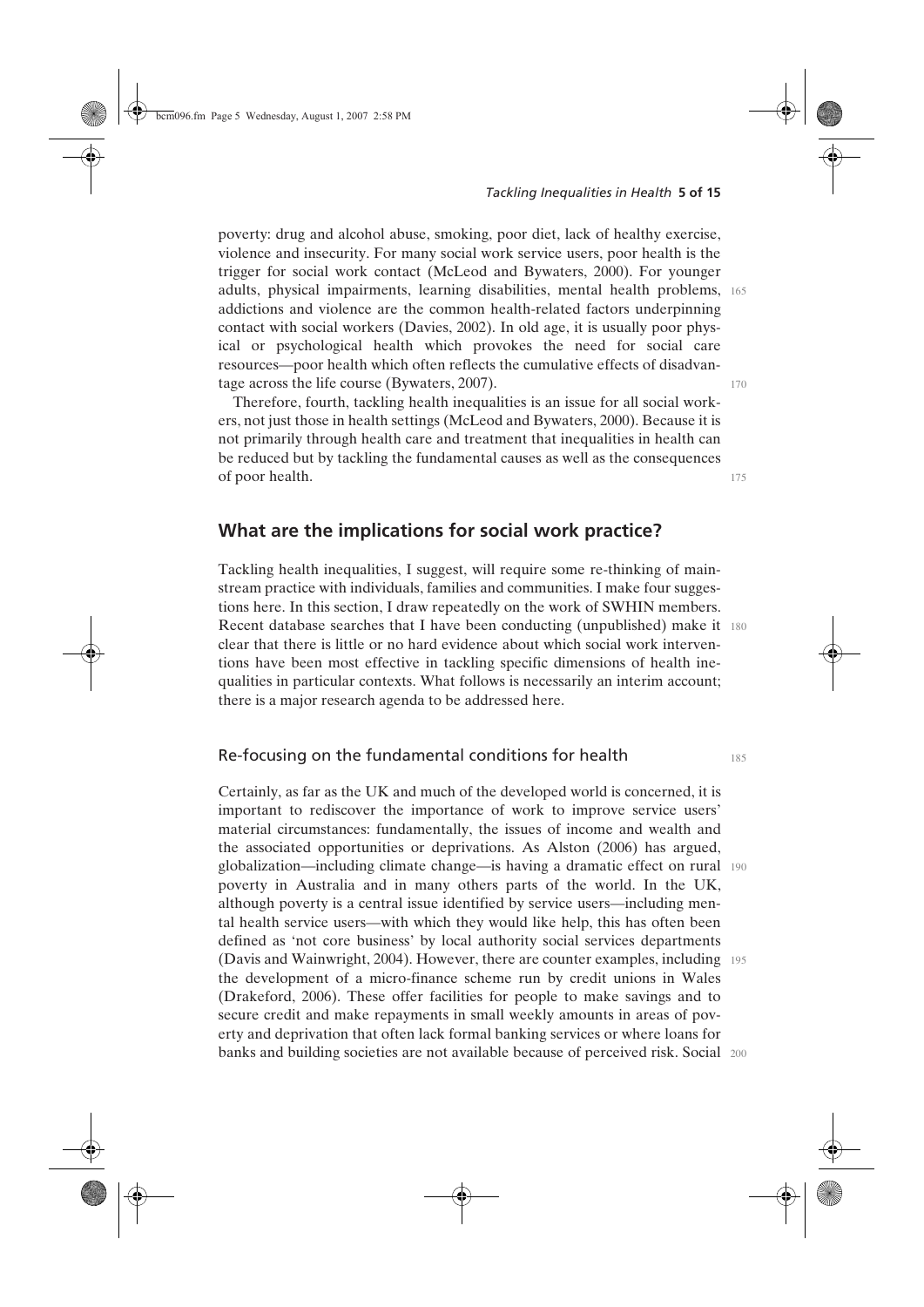poverty: drug and alcohol abuse, smoking, poor diet, lack of healthy exercise, violence and insecurity. For many social work service users, poor health is the trigger for social work contact (McLeod and Bywaters, 2000). For younger adults, physical impairments, learning disabilities, mental health problems, addictions and violence are the common health-related factors underpinning contact with social workers (Davies, 2002). In old age, it is usually poor physical or psychological health which provokes the need for social care resources—poor health which often reflects the cumulative effects of disadvantage across the life course (Bywaters, 2007).

Therefore, fourth, tackling health inequalities is an issue for all social workers, not just those in health settings (McLeod and Bywaters, 2000). Because it is not primarily through health care and treatment that inequalities in health can be reduced but by tackling the fundamental causes as well as the consequences of poor health.

## What are the implications for social work practice?

Tackling health inequalities, I suggest, will require some re-thinking of mainstream practice with individuals, families and communities. I make four suggestions here. In this section, I draw repeatedly on the work of SWHIN members. Recent database searches that I have been conducting (unpublished) make it clear that there is little or no hard evidence about which social work interventions have been most effective in tackling specific dimensions of health inequalities in particular contexts. What follows is necessarily an interim account; there is a major research agenda to be addressed here.

### Re-focusing on the fundamental conditions for health

Certainly, as far as the UK and much of the developed world is concerned, it is important to rediscover the importance of work to improve service users' material circumstances: fundamentally, the issues of income and wealth and the associated opportunities or deprivations. As Alston (2006) has argued, globalization—including climate change—is having a dramatic effect on rural poverty in Australia and in many others parts of the world. In the UK, although poverty is a central issue identified by service users—including mental health service users—with which they would like help, this has often been defined as 'not core business' by local authority social services departments (Davis and Wainwright, 2004). However, there are counter examples, including the development of a micro-finance scheme run by credit unions in Wales (Drakeford, 2006). These offer facilities for people to make savings and to secure credit and make repayments in small weekly amounts in areas of poverty and deprivation that often lack formal banking services or where loans for banks and building societies are not available because of perceived risk. Social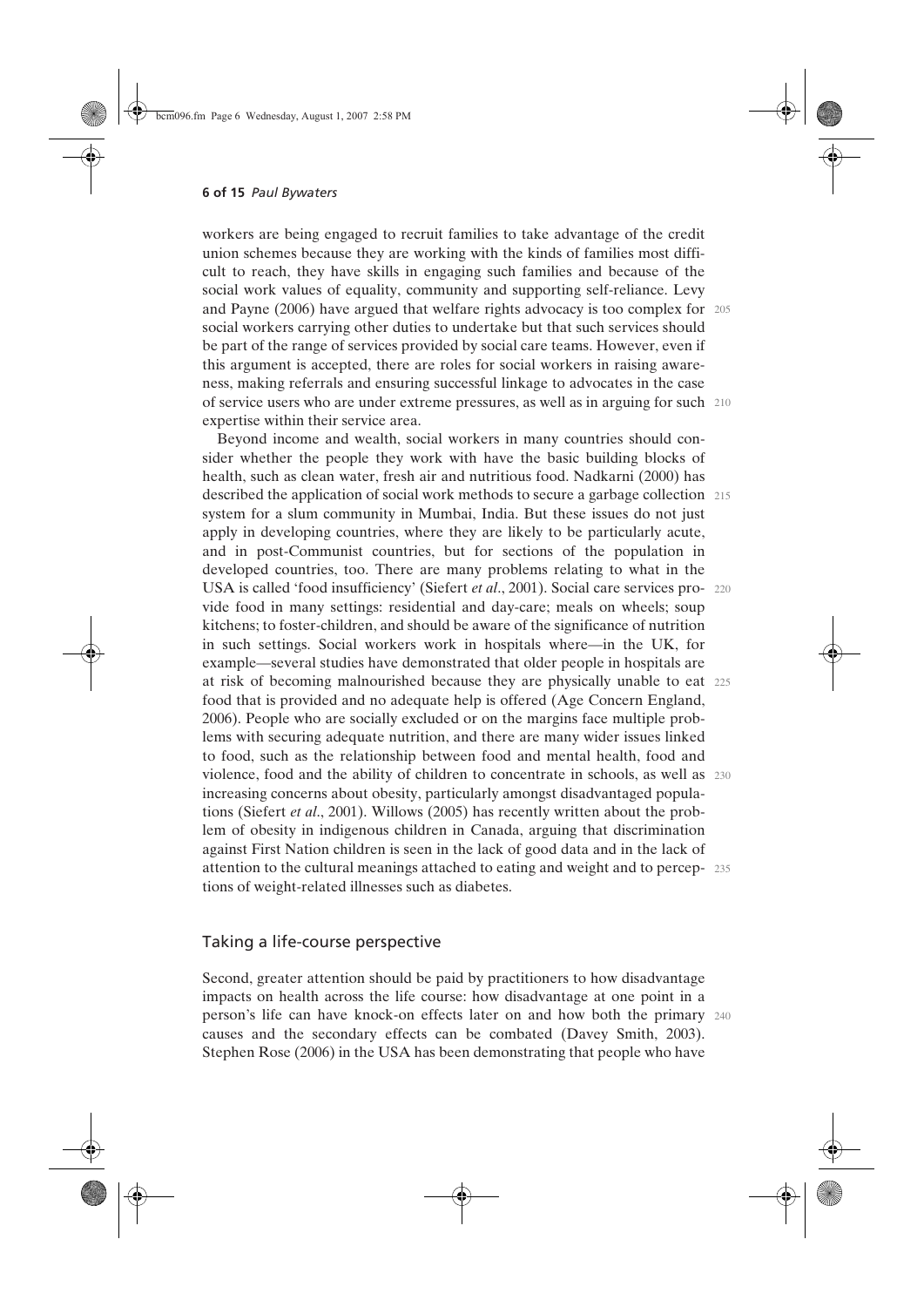workers are being engaged to recruit families to take advantage of the credit union schemes because they are working with the kinds of families most difficult to reach, they have skills in engaging such families and because of the social work values of equality, community and supporting self-reliance. Levy and Payne (2006) have argued that welfare rights advocacy is too complex for social workers carrying other duties to undertake but that such services should be part of the range of services provided by social care teams. However, even if this argument is accepted, there are roles for social workers in raising awareness, making referrals and ensuring successful linkage to advocates in the case of service users who are under extreme pressures, as well as in arguing for such expertise within their service area.

Beyond income and wealth, social workers in many countries should consider whether the people they work with have the basic building blocks of health, such as clean water, fresh air and nutritious food. Nadkarni (2000) has described the application of social work methods to secure a garbage collection system for a slum community in Mumbai, India. But these issues do not just apply in developing countries, where they are likely to be particularly acute, and in post-Communist countries, but for sections of the population in developed countries, too. There are many problems relating to what in the USA is called 'food insufficiency' (Siefert *et al*., 2001). Social care services provide food in many settings: residential and day-care; meals on wheels; soup kitchens; to foster-children, and should be aware of the significance of nutrition in such settings. Social workers work in hospitals where—in the UK, for example—several studies have demonstrated that older people in hospitals are at risk of becoming malnourished because they are physically unable to eat food that is provided and no adequate help is offered (Age Concern England, 2006). People who are socially excluded or on the margins face multiple problems with securing adequate nutrition, and there are many wider issues linked to food, such as the relationship between food and mental health, food and violence, food and the ability of children to concentrate in schools, as well as increasing concerns about obesity, particularly amongst disadvantaged populations (Siefert *et al*., 2001). Willows (2005) has recently written about the problem of obesity in indigenous children in Canada, arguing that discrimination against First Nation children is seen in the lack of good data and in the lack of attention to the cultural meanings attached to eating and weight and to perceptions of weight-related illnesses such as diabetes.

## Taking a life-course perspective

Second, greater attention should be paid by practitioners to how disadvantage impacts on health across the life course: how disadvantage at one point in a person's life can have knock-on effects later on and how both the primary causes and the secondary effects can be combated (Davey Smith, 2003). Stephen Rose (2006) in the USA has been demonstrating that people who have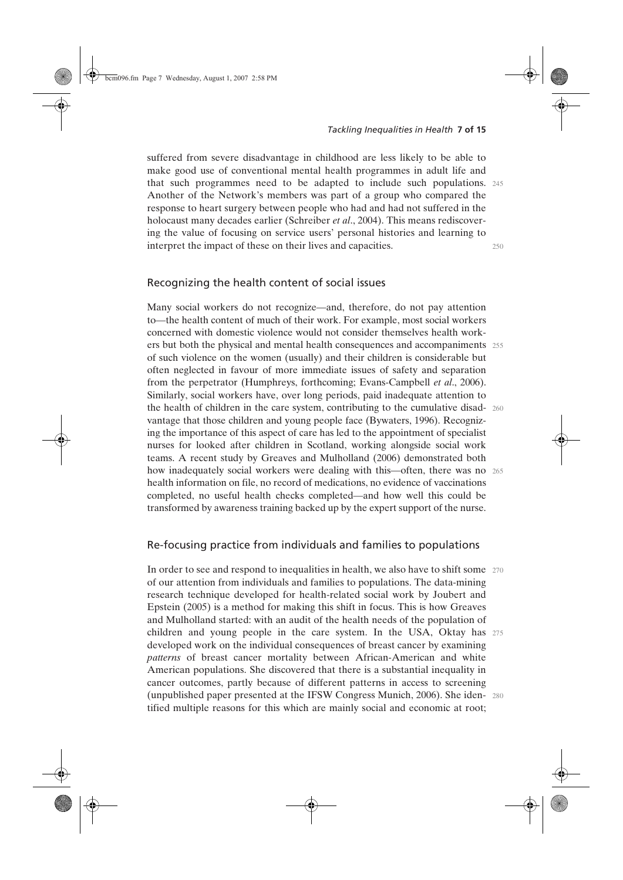suffered from severe disadvantage in childhood are less likely to be able to make good use of conventional mental health programmes in adult life and that such programmes need to be adapted to include such populations. Another of the Network's members was part of a group who compared the response to heart surgery between people who had and had not suffered in the holocaust many decades earlier (Schreiber *et al*., 2004). This means rediscovering the value of focusing on service users' personal histories and learning to interpret the impact of these on their lives and capacities.

## Recognizing the health content of social issues

Many social workers do not recognize—and, therefore, do not pay attention to—the health content of much of their work. For example, most social workers concerned with domestic violence would not consider themselves health workers but both the physical and mental health consequences and accompaniments of such violence on the women (usually) and their children is considerable but often neglected in favour of more immediate issues of safety and separation from the perpetrator (Humphreys, forthcoming; Evans-Campbell *et al*., 2006). Similarly, social workers have, over long periods, paid inadequate attention to the health of children in the care system, contributing to the cumulative disadvantage that those children and young people face (Bywaters, 1996). Recognizing the importance of this aspect of care has led to the appointment of specialist nurses for looked after children in Scotland, working alongside social work teams. A recent study by Greaves and Mulholland (2006) demonstrated both how inadequately social workers were dealing with this—often, there was no health information on file, no record of medications, no evidence of vaccinations completed, no useful health checks completed—and how well this could be transformed by awareness training backed up by the expert support of the nurse.

## Re-focusing practice from individuals and families to populations

In order to see and respond to inequalities in health, we also have to shift some of our attention from individuals and families to populations. The data-mining research technique developed for health-related social work by Joubert and Epstein (2005) is a method for making this shift in focus. This is how Greaves and Mulholland started: with an audit of the health needs of the population of children and young people in the care system. In the USA, Oktay has developed work on the individual consequences of breast cancer by examining *patterns* of breast cancer mortality between African-American and white American populations. She discovered that there is a substantial inequality in cancer outcomes, partly because of different patterns in access to screening (unpublished paper presented at the IFSW Congress Munich, 2006). She identified multiple reasons for this which are mainly social and economic at root;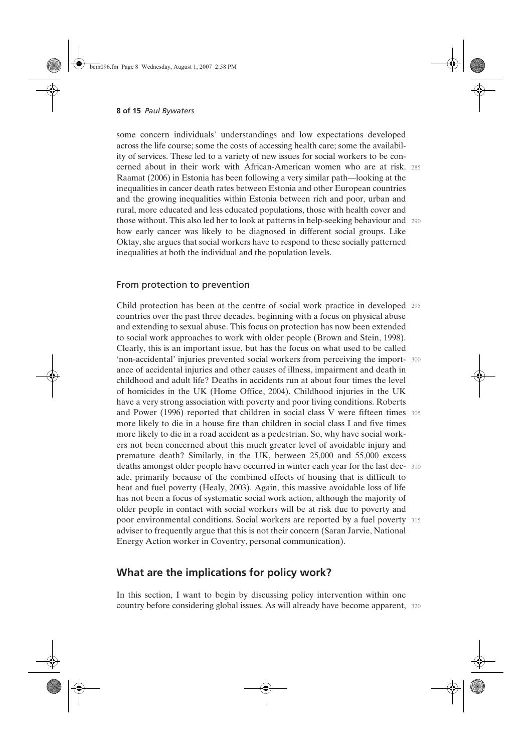some concern individuals' understandings and low expectations developed across the life course; some the costs of accessing health care; some the availability of services. These led to a variety of new issues for social workers to be concerned about in their work with African-American women who are at risk. Raamat (2006) in Estonia has been following a very similar path—looking at the inequalities in cancer death rates between Estonia and other European countries and the growing inequalities within Estonia between rich and poor, urban and rural, more educated and less educated populations, those with health cover and those without. This also led her to look at patterns in help-seeking behaviour and how early cancer was likely to be diagnosed in different social groups. Like Oktay, she argues that social workers have to respond to these socially patterned inequalities at both the individual and the population levels.

### From protection to prevention

Child protection has been at the centre of social work practice in developed countries over the past three decades, beginning with a focus on physical abuse and extending to sexual abuse. This focus on protection has now been extended to social work approaches to work with older people (Brown and Stein, 1998). Clearly, this is an important issue, but has the focus on what used to be called 'non-accidental' injuries prevented social workers from perceiving the importance of accidental injuries and other causes of illness, impairment and death in childhood and adult life? Deaths in accidents run at about four times the level of homicides in the UK (Home Office, 2004). Childhood injuries in the UK have a very strong association with poverty and poor living conditions. Roberts and Power (1996) reported that children in social class V were fifteen times more likely to die in a house fire than children in social class I and five times more likely to die in a road accident as a pedestrian. So, why have social workers not been concerned about this much greater level of avoidable injury and premature death? Similarly, in the UK, between 25,000 and 55,000 excess deaths amongst older people have occurred in winter each year for the last decade, primarily because of the combined effects of housing that is difficult to heat and fuel poverty (Healy, 2003). Again, this massive avoidable loss of life has not been a focus of systematic social work action, although the majority of older people in contact with social workers will be at risk due to poverty and poor environmental conditions. Social workers are reported by a fuel poverty adviser to frequently argue that this is not their concern (Saran Jarvie, National Energy Action worker in Coventry, personal communication).

## What are the implications for policy work?

In this section, I want to begin by discussing policy intervention within one country before considering global issues. As will already have become apparent,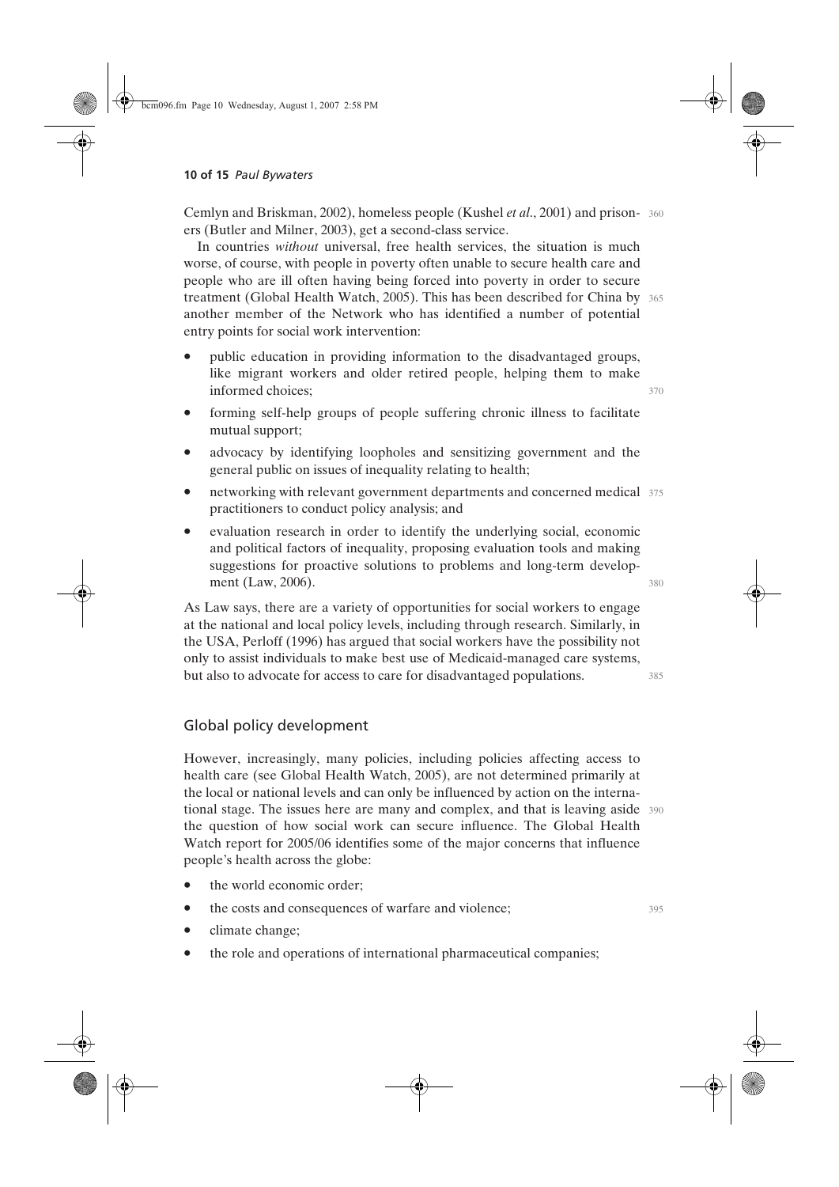Cemlyn and Briskman, 2002), homeless people (Kushel *et al*., 2001) and prisoners (Butler and Milner, 2003), get a second-class service.

In countries *without* universal, free health services, the situation is much worse, of course, with people in poverty often unable to secure health care and people who are ill often having being forced into poverty in order to secure treatment (Global Health Watch, 2005). This has been described for China by another member of the Network who has identified a number of potential entry points for social work intervention:

- public education in providing information to the disadvantaged groups, like migrant workers and older retired people, helping them to make informed choices;
- forming self-help groups of people suffering chronic illness to facilitate mutual support;
- advocacy by identifying loopholes and sensitizing government and the general public on issues of inequality relating to health;
- networking with relevant government departments and concerned medical practitioners to conduct policy analysis; and
- evaluation research in order to identify the underlying social, economic and political factors of inequality, proposing evaluation tools and making suggestions for proactive solutions to problems and long-term development (Law, 2006).

As Law says, there are a variety of opportunities for social workers to engage at the national and local policy levels, including through research. Similarly, in the USA, Perloff (1996) has argued that social workers have the possibility not only to assist individuals to make best use of Medicaid-managed care systems, but also to advocate for access to care for disadvantaged populations.

## Global policy development

However, increasingly, many policies, including policies affecting access to health care (see Global Health Watch, 2005), are not determined primarily at the local or national levels and can only be influenced by action on the international stage. The issues here are many and complex, and that is leaving aside the question of how social work can secure influence. The Global Health Watch report for 2005/06 identifies some of the major concerns that influence people's health across the globe:

- the world economic order;
- the costs and consequences of warfare and violence;
- climate change;
- the role and operations of international pharmaceutical companies;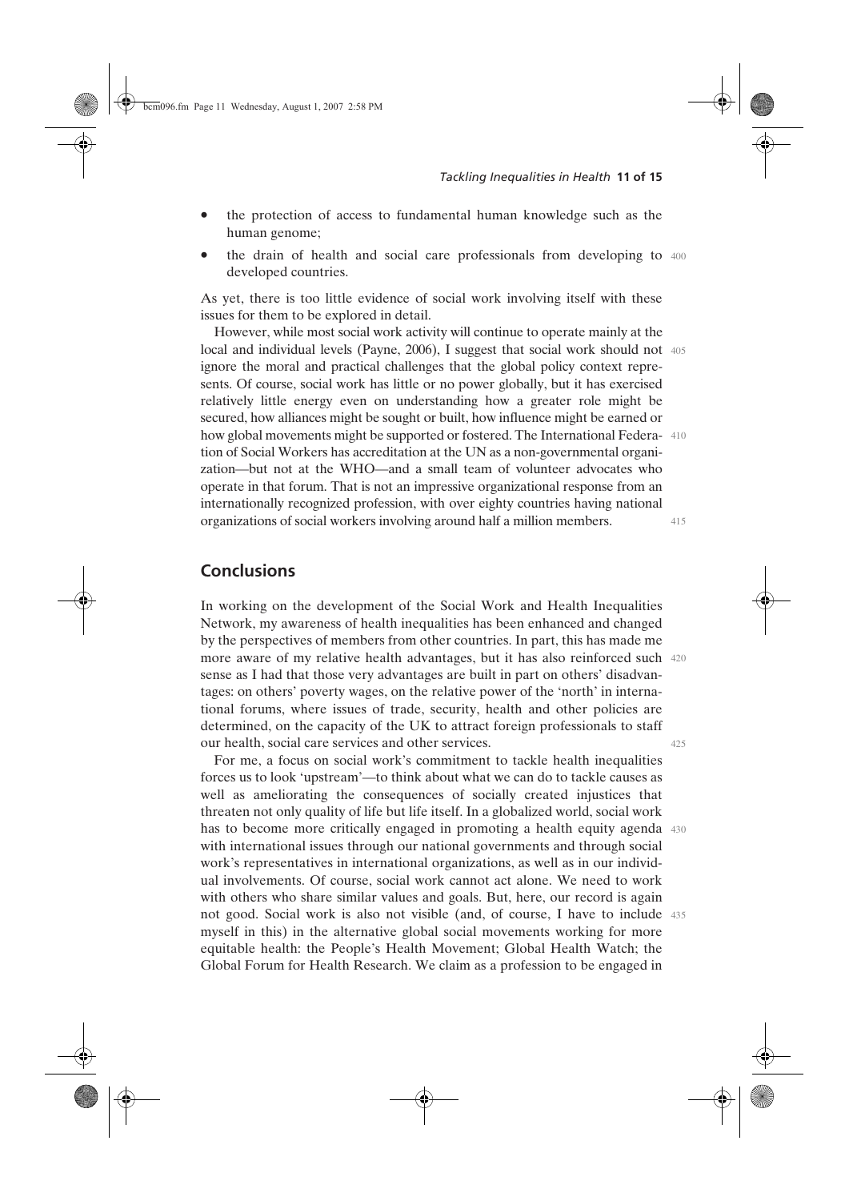- the protection of access to fundamental human knowledge such as the human genome;
- the drain of health and social care professionals from developing to developed countries.

As yet, there is too little evidence of social work involving itself with these issues for them to be explored in detail.

However, while most social work activity will continue to operate mainly at the local and individual levels (Payne, 2006), I suggest that social work should not ignore the moral and practical challenges that the global policy context represents. Of course, social work has little or no power globally, but it has exercised relatively little energy even on understanding how a greater role might be secured, how alliances might be sought or built, how influence might be earned or how global movements might be supported or fostered. The International Federation of Social Workers has accreditation at the UN as a non-governmental organization—but not at the WHO—and a small team of volunteer advocates who operate in that forum. That is not an impressive organizational response from an internationally recognized profession, with over eighty countries having national organizations of social workers involving around half a million members.

## Conclusions

In working on the development of the Social Work and Health Inequalities Network, my awareness of health inequalities has been enhanced and changed by the perspectives of members from other countries. In part, this has made me more aware of my relative health advantages, but it has also reinforced such sense as I had that those very advantages are built in part on others' disadvantages: on others' poverty wages, on the relative power of the 'north' in international forums, where issues of trade, security, health and other policies are determined, on the capacity of the UK to attract foreign professionals to staff our health, social care services and other services.

For me, a focus on social work's commitment to tackle health inequalities forces us to look 'upstream'—to think about what we can do to tackle causes as well as ameliorating the consequences of socially created injustices that threaten not only quality of life but life itself. In a globalized world, social work has to become more critically engaged in promoting a health equity agenda with international issues through our national governments and through social work's representatives in international organizations, as well as in our individual involvements. Of course, social work cannot act alone. We need to work with others who share similar values and goals. But, here, our record is again not good. Social work is also not visible (and, of course, I have to include myself in this) in the alternative global social movements working for more equitable health: the People's Health Movement; Global Health Watch; the Global Forum for Health Research. We claim as a profession to be engaged in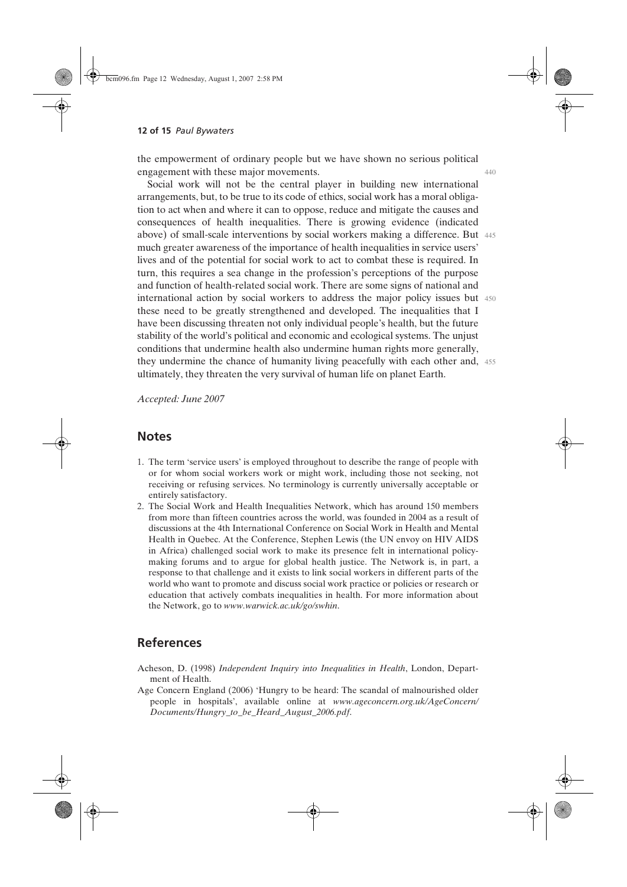the empowerment of ordinary people but we have shown no serious political engagement with these major movements.

Social work will not be the central player in building new international arrangements, but, to be true to its code of ethics, social work has a moral obligation to act when and where it can to oppose, reduce and mitigate the causes and consequences of health inequalities. There is growing evidence (indicated above) of small-scale interventions by social workers making a difference. But much greater awareness of the importance of health inequalities in service users' lives and of the potential for social work to act to combat these is required. In turn, this requires a sea change in the profession's perceptions of the purpose and function of health-related social work. There are some signs of national and international action by social workers to address the major policy issues but these need to be greatly strengthened and developed. The inequalities that I have been discussing threaten not only individual people's health, but the future stability of the world's political and economic and ecological systems. The unjust conditions that undermine health also undermine human rights more generally, they undermine the chance of humanity living peacefully with each other and, ultimately, they threaten the very survival of human life on planet Earth.

*Accepted: June 2007*

## Notes

1. The term 'service users' is employed throughout to describe the range of people with or for whom social workers work or might work, including those not seeking, not receiving or refusing services. No terminology is currently universally acceptable or entirely satisfactory.
2. The Social Work and Health Inequalities Network, which has around 150 members from more than fifteen countries across the world, was founded in 2004 as a result of discussions at the 4th International Conference on Social Work in Health and Mental Health in Quebec. At the Conference, Stephen Lewis (the UN envoy on HIV AIDS in Africa) challenged social work to make its presence felt in international policy-making forums and to argue for global health justice. The Network is, in part, a response to that challenge and it exists to link social workers in different parts of the world who want to promote and discuss social work practice or policies or research or education that actively combats inequalities in health. For more information about the Network, go to *www.warwick.ac.uk/go/swhin*.

## References

Acheson, D. (1998) *Independent Inquiry into Inequalities in Health*, London, Department of Health.

Age Concern England (2006) 'Hungry to be heard: The scandal of malnourished older people in hospitals', available online at *www.ageconcern.org.uk/AgeConcern/Documents/Hungry_to_be_Heard_August_2006.pdf*.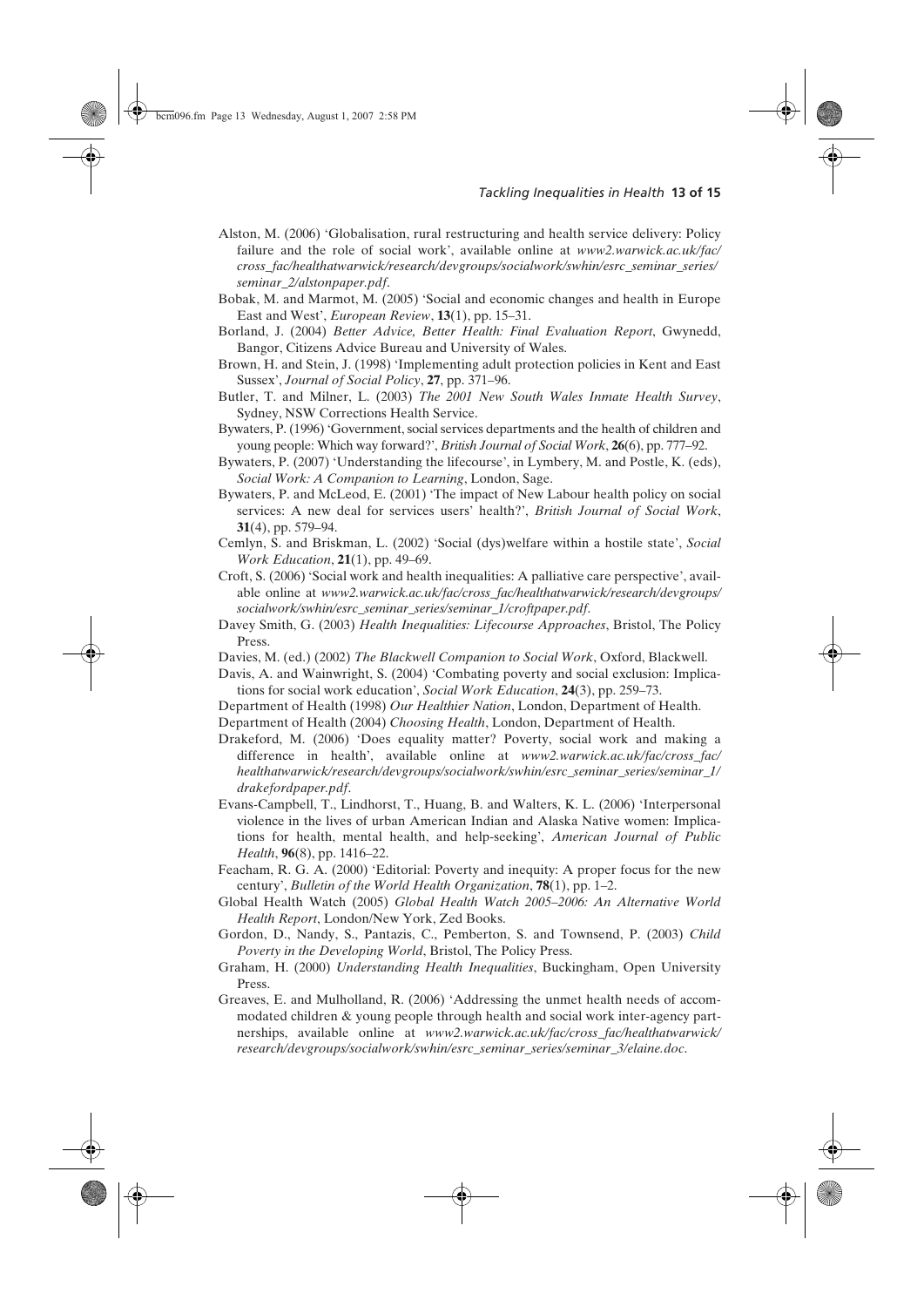Alston, M. (2006) 'Globalisation, rural restructuring and health service delivery: Policy failure and the role of social work', available online at *www2.warwick.ac.uk/fac/cross_fac/healthatwarwick/research/devgroups/socialwork/swhin/esrc_seminar_series/seminar_2/alstonpaper.pdf*.

Bobak, M. and Marmot, M. (2005) 'Social and economic changes and health in Europe East and West', *European Review*, **13**(1), pp. 15–31.

Borland, J. (2004) *Better Advice, Better Health: Final Evaluation Report*, Gwynedd, Bangor, Citizens Advice Bureau and University of Wales.

Brown, H. and Stein, J. (1998) 'Implementing adult protection policies in Kent and East Sussex', *Journal of Social Policy*, **27**, pp. 371–96.

Butler, T. and Milner, L. (2003) *The 2001 New South Wales Inmate Health Survey*, Sydney, NSW Corrections Health Service.

Bywaters, P. (1996) 'Government, social services departments and the health of children and young people: Which way forward?', *British Journal of Social Work*, **26**(6), pp. 777–92.

Bywaters, P. (2007) 'Understanding the lifecourse', in Lymbery, M. and Postle, K. (eds), *Social Work: A Companion to Learning*, London, Sage.

Bywaters, P. and McLeod, E. (2001) 'The impact of New Labour health policy on social services: A new deal for services users' health?', *British Journal of Social Work*, **31**(4), pp. 579–94.

Cemlyn, S. and Briskman, L. (2002) 'Social (dys)welfare within a hostile state', *Social Work Education*, **21**(1), pp. 49–69.

Croft, S. (2006) 'Social work and health inequalities: A palliative care perspective', available online at *www2.warwick.ac.uk/fac/cross_fac/healthatwarwick/research/devgroups/socialwork/swhin/esrc_seminar_series/seminar_1/croftpaper.pdf*.

Davey Smith, G. (2003) *Health Inequalities: Lifecourse Approaches*, Bristol, The Policy Press.

Davies, M. (ed.) (2002) *The Blackwell Companion to Social Work*, Oxford, Blackwell.

Davis, A. and Wainwright, S. (2004) 'Combating poverty and social exclusion: Implications for social work education', *Social Work Education*, **24**(3), pp. 259–73.

Department of Health (1998) *Our Healthier Nation*, London, Department of Health.

Department of Health (2004) *Choosing Health*, London, Department of Health.

Drakeford, M. (2006) 'Does equality matter? Poverty, social work and making a difference in health', available online at *www2.warwick.ac.uk/fac/cross_fac/healthatwarwick/research/devgroups/socialwork/swhin/esrc_seminar_series/seminar_1/drakefordpaper.pdf*.

Evans-Campbell, T., Lindhorst, T., Huang, B. and Walters, K. L. (2006) 'Interpersonal violence in the lives of urban American Indian and Alaska Native women: Implications for health, mental health, and help-seeking', *American Journal of Public Health*, **96**(8), pp. 1416–22.

Feacham, R. G. A. (2000) 'Editorial: Poverty and inequity: A proper focus for the new century', *Bulletin of the World Health Organization*, **78**(1), pp. 1–2.

Global Health Watch (2005) *Global Health Watch 2005–2006: An Alternative World Health Report*, London/New York, Zed Books.

Gordon, D., Nandy, S., Pantazis, C., Pemberton, S. and Townsend, P. (2003) *Child Poverty in the Developing World*, Bristol, The Policy Press.

Graham, H. (2000) *Understanding Health Inequalities*, Buckingham, Open University Press.

Greaves, E. and Mulholland, R. (2006) 'Addressing the unmet health needs of accommodated children & young people through health and social work inter-agency partnerships, available online at *www2.warwick.ac.uk/fac/cross_fac/healthatwarwick/research/devgroups/socialwork/swhin/esrc_seminar_series/seminar_3/elaine.doc*.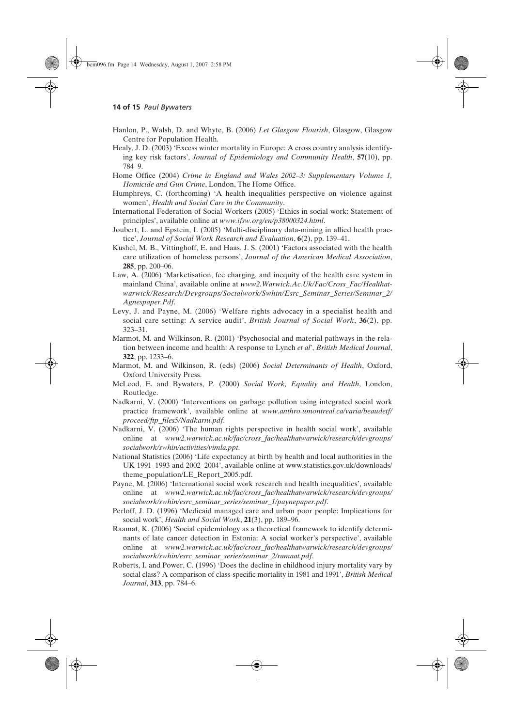Hanlon, P., Walsh, D. and Whyte, B. (2006) *Let Glasgow Flourish*, Glasgow, Glasgow Centre for Population Health.

Healy, J. D. (2003) 'Excess winter mortality in Europe: A cross country analysis identifying key risk factors', *Journal of Epidemiology and Community Health*, **57**(10), pp. 784–9.

Home Office (2004) *Crime in England and Wales 2002–3: Supplementary Volume 1, Homicide and Gun Crime*, London, The Home Office.

Humphreys, C. (forthcoming) 'A health inequalities perspective on violence against women', *Health and Social Care in the Community*.

International Federation of Social Workers (2005) 'Ethics in social work: Statement of principles', available online at *www.ifsw.org/en/p38000324.html*.

Joubert, L. and Epstein, I. (2005) 'Multi-disciplinary data-mining in allied health practice', *Journal of Social Work Research and Evaluation*, **6**(2), pp. 139–41.

Kushel, M. B., Vittinghoff, E. and Haas, J. S. (2001) 'Factors associated with the health care utilization of homeless persons', *Journal of the American Medical Association*, **285**, pp. 200–06.

Law, A. (2006) 'Marketisation, fee charging, and inequity of the health care system in mainland China', available online at *www2.Warwick.Ac.Uk/Fac/Cross_Fac/Healthatwarwick/Research/Devgroups/Socialwork/Swhin/Esrc_Seminar_Series/Seminar_2/Agnespaper.Pdf*.

Levy, J. and Payne, M. (2006) 'Welfare rights advocacy in a specialist health and social care setting: A service audit', *British Journal of Social Work*, **36**(2), pp. 323–31.

Marmot, M. and Wilkinson, R. (2001) 'Psychosocial and material pathways in the relation between income and health: A response to Lynch *et al*', *British Medical Journal*, **322**, pp. 1233–6.

Marmot, M. and Wilkinson, R. (eds) (2006) *Social Determinants of Health*, Oxford, Oxford University Press.

McLeod, E. and Bywaters, P. (2000) *Social Work, Equality and Health*, London, Routledge.

Nadkarni, V. (2000) 'Interventions on garbage pollution using integrated social work practice framework', available online at *www.anthro.umontreal.ca/varia/beaudetf/proceed/ftp_files5/Nadkarni.pdf*.

Nadkarni, V. (2006) 'The human rights perspective in health social work', available online at *www2.warwick.ac.uk/fac/cross_fac/healthatwarwick/research/devgroups/socialwork/swhin/activities/vimla.ppt*.

National Statistics (2006) 'Life expectancy at birth by health and local authorities in the UK 1991–1993 and 2002–2004', available online at www.statistics.gov.uk/downloads/theme_population/LE_Report_2005.pdf.

Payne, M. (2006) 'International social work research and health inequalities', available online at *www2.warwick.ac.uk/fac/cross_fac/healthatwarwick/research/devgroups/socialwork/swhin/esrc_seminar_series/seminar_1/paynepaper.pdf*.

Perloff, J. D. (1996) 'Medicaid managed care and urban poor people: Implications for social work', *Health and Social Work*, **21**(3), pp. 189–96.

Raamat, K. (2006) 'Social epidemiology as a theoretical framework to identify determinants of late cancer detection in Estonia: A social worker's perspective', available online at *www2.warwick.ac.uk/fac/cross_fac/healthatwarwick/research/devgroups/socialwork/swhin/esrc_seminar_series/seminar_2/ramaat.pdf*.

Roberts, I. and Power, C. (1996) 'Does the decline in childhood injury mortality vary by social class? A comparison of class-specific mortality in 1981 and 1991', *British Medical Journal*, **313**, pp. 784–6.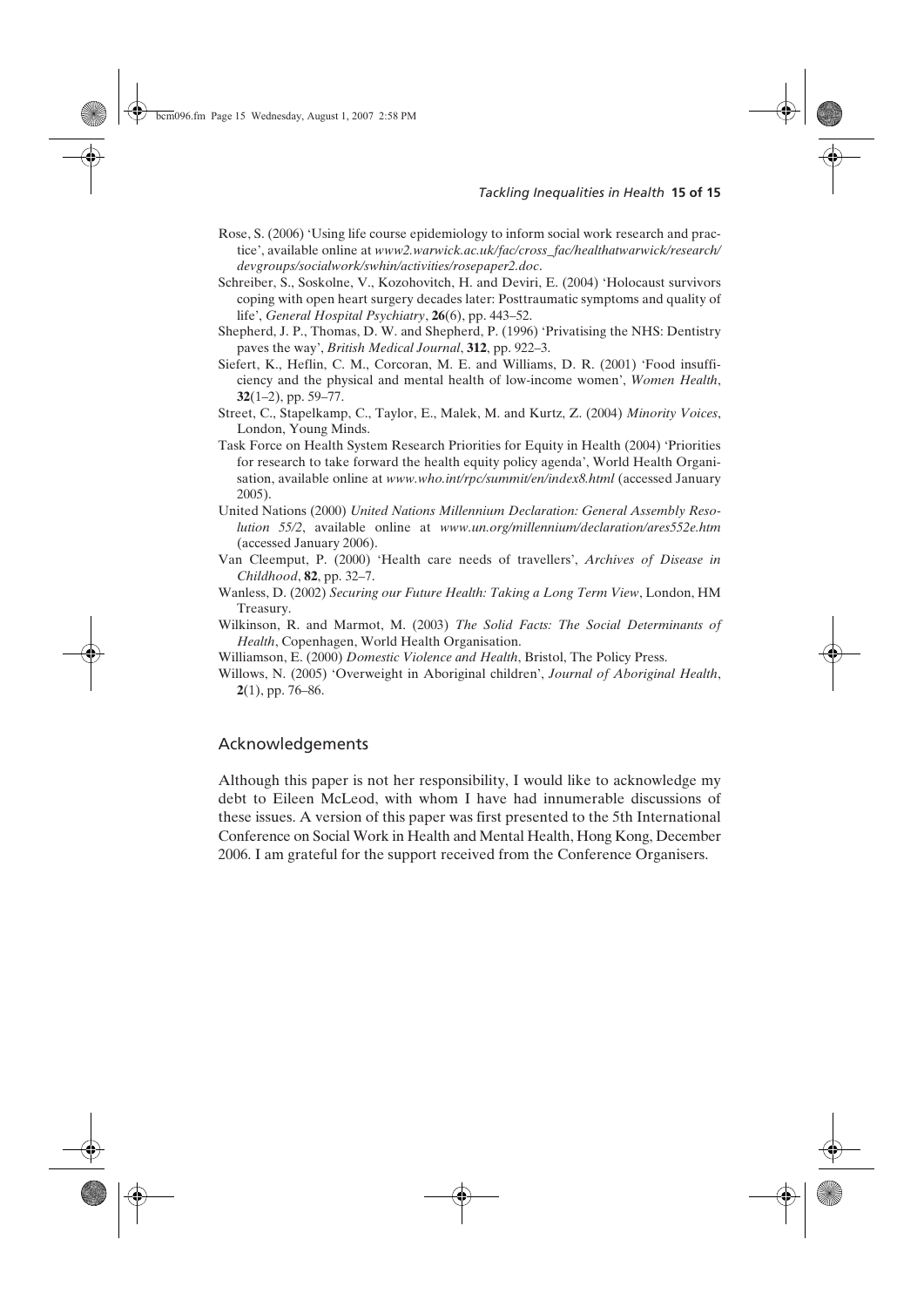Rose, S. (2006) 'Using life course epidemiology to inform social work research and practice', available online at *www2.warwick.ac.uk/fac/cross_fac/healthatwarwick/research/devgroups/socialwork/swhin/activities/rosepaper2.doc*.

Schreiber, S., Soskolne, V., Kozohovitch, H. and Deviri, E. (2004) 'Holocaust survivors coping with open heart surgery decades later: Posttraumatic symptoms and quality of life', *General Hospital Psychiatry*, **26**(6), pp. 443–52.

Shepherd, J. P., Thomas, D. W. and Shepherd, P. (1996) 'Privatising the NHS: Dentistry paves the way', *British Medical Journal*, **312**, pp. 922–3.

Siefert, K., Heflin, C. M., Corcoran, M. E. and Williams, D. R. (2001) 'Food insufficiency and the physical and mental health of low-income women', *Women Health*, **32**(1–2), pp. 59–77.

Street, C., Stapelkamp, C., Taylor, E., Malek, M. and Kurtz, Z. (2004) *Minority Voices*, London, Young Minds.

Task Force on Health System Research Priorities for Equity in Health (2004) 'Priorities for research to take forward the health equity policy agenda', World Health Organisation, available online at *www.who.int/rpc/summit/en/index8.html* (accessed January 2005).

United Nations (2000) *United Nations Millennium Declaration: General Assembly Resolution 55/2*, available online at *www.un.org/millennium/declaration/ares552e.htm* (accessed January 2006).

Van Cleemput, P. (2000) 'Health care needs of travellers', *Archives of Disease in Childhood*, **82**, pp. 32–7.

Wanless, D. (2002) *Securing our Future Health: Taking a Long Term View*, London, HM Treasury.

Wilkinson, R. and Marmot, M. (2003) *The Solid Facts: The Social Determinants of Health*, Copenhagen, World Health Organisation.

Williamson, E. (2000) *Domestic Violence and Health*, Bristol, The Policy Press.

Willows, N. (2005) 'Overweight in Aboriginal children', *Journal of Aboriginal Health*, **2**(1), pp. 76–86.

## Acknowledgements

Although this paper is not her responsibility, I would like to acknowledge my debt to Eileen McLeod, with whom I have had innumerable discussions of these issues. A version of this paper was first presented to the 5th International Conference on Social Work in Health and Mental Health, Hong Kong, December 2006. I am grateful for the support received from the Conference Organisers.